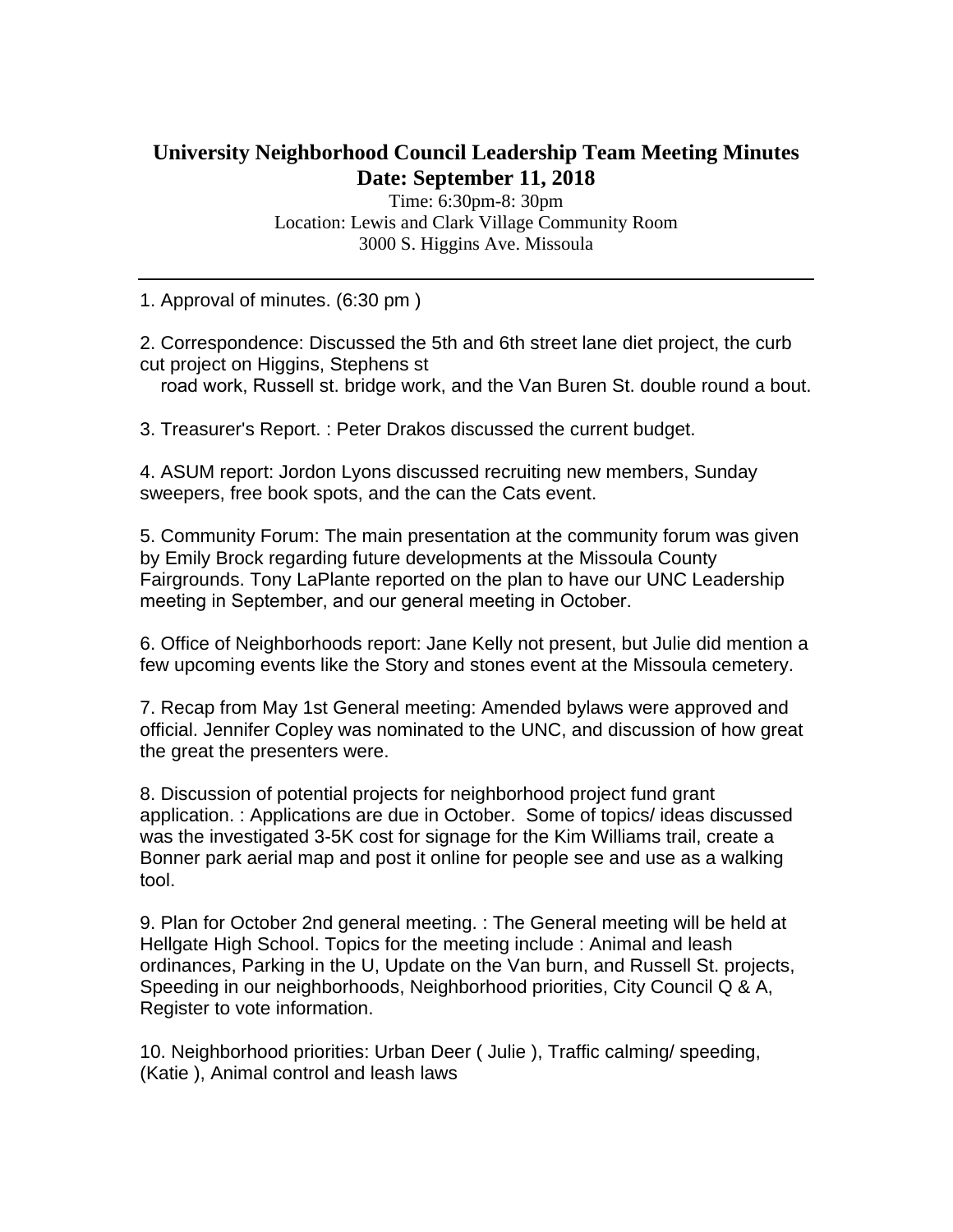# University Neighborhood Council Leadership Team Meeting Minutes
## Date: September 11, 2018

Time: 6:30pm-8: 30pm
Location: Lewis and Clark Village Community Room
3000 S. Higgins Ave. Missoula

---

1. Approval of minutes. (6:30 pm )

2. Correspondence: Discussed the 5th and 6th street lane diet project, the curb cut project on Higgins, Stephens st road work, Russell st. bridge work, and the Van Buren St. double round a bout.

3. Treasurer's Report. : Peter Drakos discussed the current budget.

4. ASUM report: Jordon Lyons discussed recruiting new members, Sunday sweepers, free book spots, and the can the Cats event.

5. Community Forum: The main presentation at the community forum was given by Emily Brock regarding future developments at the Missoula County Fairgrounds. Tony LaPlante reported on the plan to have our UNC Leadership meeting in September, and our general meeting in October.

6. Office of Neighborhoods report: Jane Kelly not present, but Julie did mention a few upcoming events like the Story and stones event at the Missoula cemetery.

7. Recap from May 1st General meeting: Amended bylaws were approved and official. Jennifer Copley was nominated to the UNC, and discussion of how great the great the presenters were.

8. Discussion of potential projects for neighborhood project fund grant application. : Applications are due in October. Some of topics/ ideas discussed was the investigated 3-5K cost for signage for the Kim Williams trail, create a Bonner park aerial map and post it online for people see and use as a walking tool.

9. Plan for October 2nd general meeting. : The General meeting will be held at Hellgate High School. Topics for the meeting include : Animal and leash ordinances, Parking in the U, Update on the Van burn, and Russell St. projects, Speeding in our neighborhoods, Neighborhood priorities, City Council Q & A, Register to vote information.

10. Neighborhood priorities: Urban Deer ( Julie ), Traffic calming/ speeding, (Katie ), Animal control and leash laws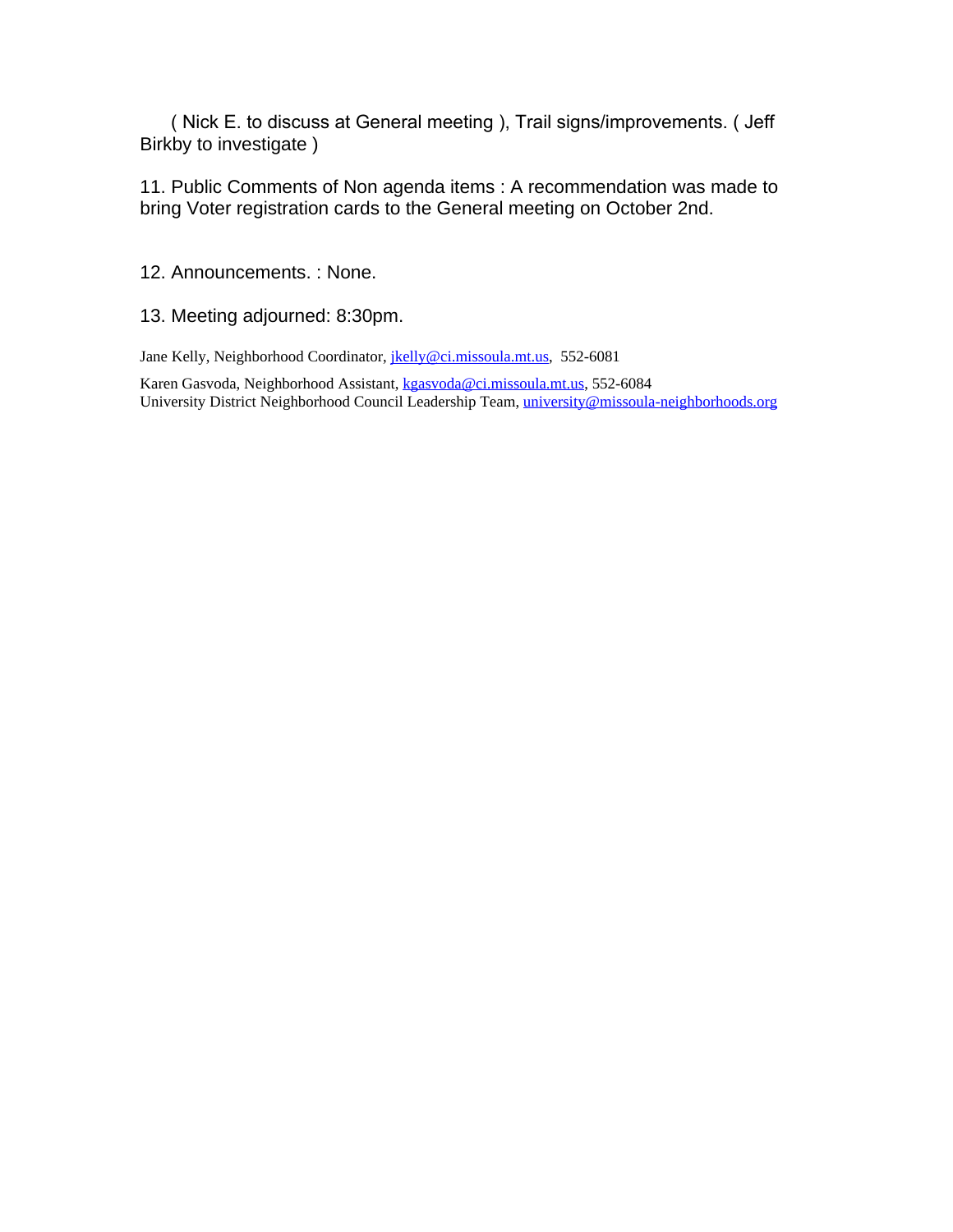( Nick E. to discuss at General meeting ), Trail signs/improvements. ( Jeff Birkby to investigate )

11. Public Comments of Non agenda items : A recommendation was made to bring Voter registration cards to the General meeting on October 2nd.

12. Announcements. : None.

13. Meeting adjourned: 8:30pm.

Jane Kelly, Neighborhood Coordinator, jkelly@ci.missoula.mt.us, 552-6081

Karen Gasvoda, Neighborhood Assistant, kgasvoda@ci.missoula.mt.us, 552-6084
University District Neighborhood Council Leadership Team, university@missoula-neighborhoods.org